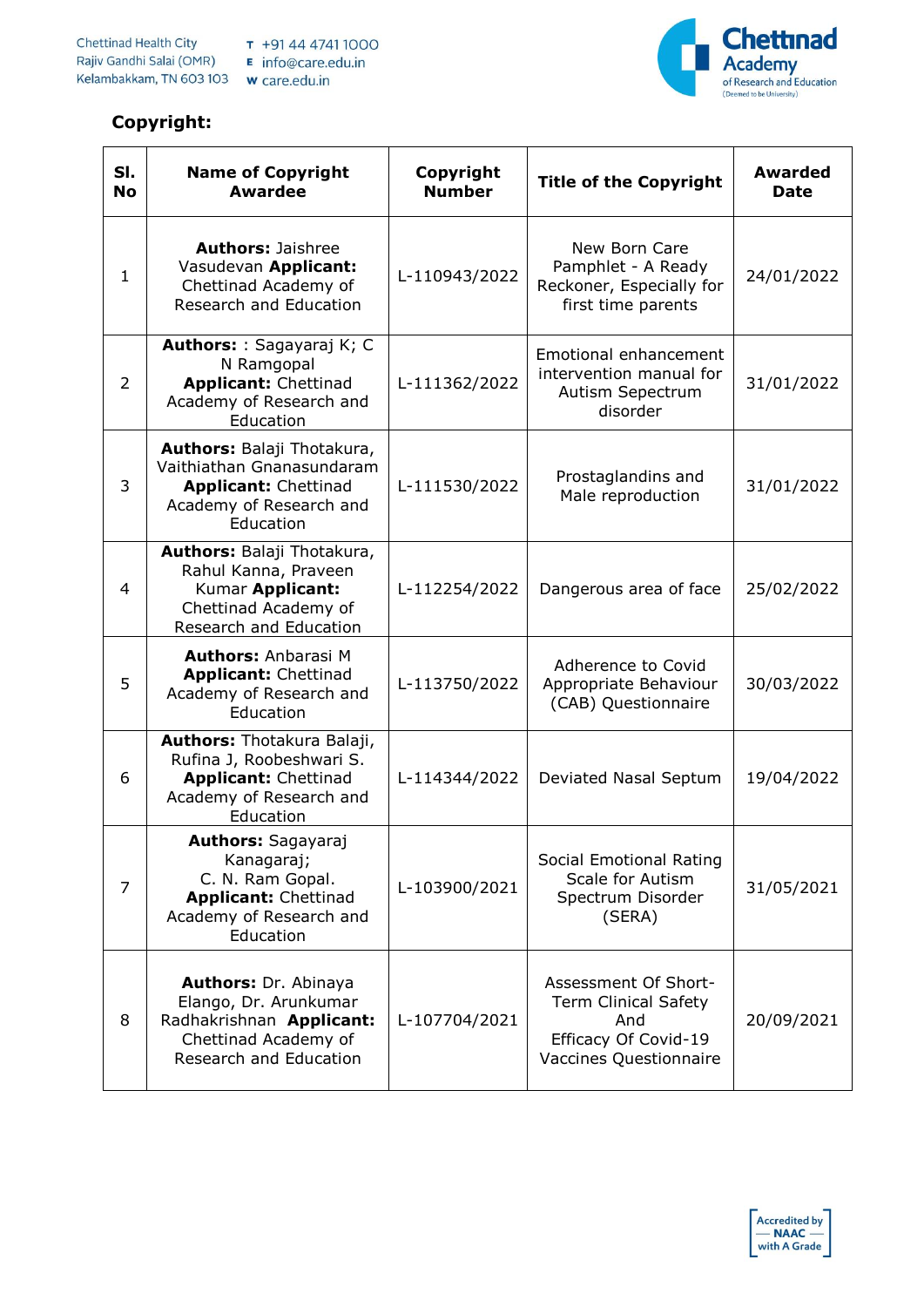## Copyright:

| Sl. No | Name of Copyright Awardee | Copyright Number | Title of the Copyright | Awarded Date |
|---|---|---|---|---|
| 1 | **Authors:** Jaishree Vasudevan **Applicant:** Chettinad Academy of Research and Education | L-110943/2022 | New Born Care Pamphlet - A Ready Reckoner, Especially for first time parents | 24/01/2022 |
| 2 | **Authors:** : Sagayaraj K; C N Ramgopal **Applicant:** Chettinad Academy of Research and Education | L-111362/2022 | Emotional enhancement intervention manual for Autism Sepectrum disorder | 31/01/2022 |
| 3 | **Authors:** Balaji Thotakura, Vaithiathan Gnanasundaram **Applicant:** Chettinad Academy of Research and Education | L-111530/2022 | Prostaglandins and Male reproduction | 31/01/2022 |
| 4 | **Authors:** Balaji Thotakura, Rahul Kanna, Praveen Kumar **Applicant:** Chettinad Academy of Research and Education | L-112254/2022 | Dangerous area of face | 25/02/2022 |
| 5 | **Authors:** Anbarasi M **Applicant:** Chettinad Academy of Research and Education | L-113750/2022 | Adherence to Covid Appropriate Behaviour (CAB) Questionnaire | 30/03/2022 |
| 6 | **Authors:** Thotakura Balaji, Rufina J, Roobeshwari S. **Applicant:** Chettinad Academy of Research and Education | L-114344/2022 | Deviated Nasal Septum | 19/04/2022 |
| 7 | **Authors:** Sagayaraj Kanagaraj; C. N. Ram Gopal. **Applicant:** Chettinad Academy of Research and Education | L-103900/2021 | Social Emotional Rating Scale for Autism Spectrum Disorder (SERA) | 31/05/2021 |
| 8 | **Authors:** Dr. Abinaya Elango, Dr. Arunkumar Radhakrishnan **Applicant:** Chettinad Academy of Research and Education | L-107704/2021 | Assessment Of Short-Term Clinical Safety And Efficacy Of Covid-19 Vaccines Questionnaire | 20/09/2021 |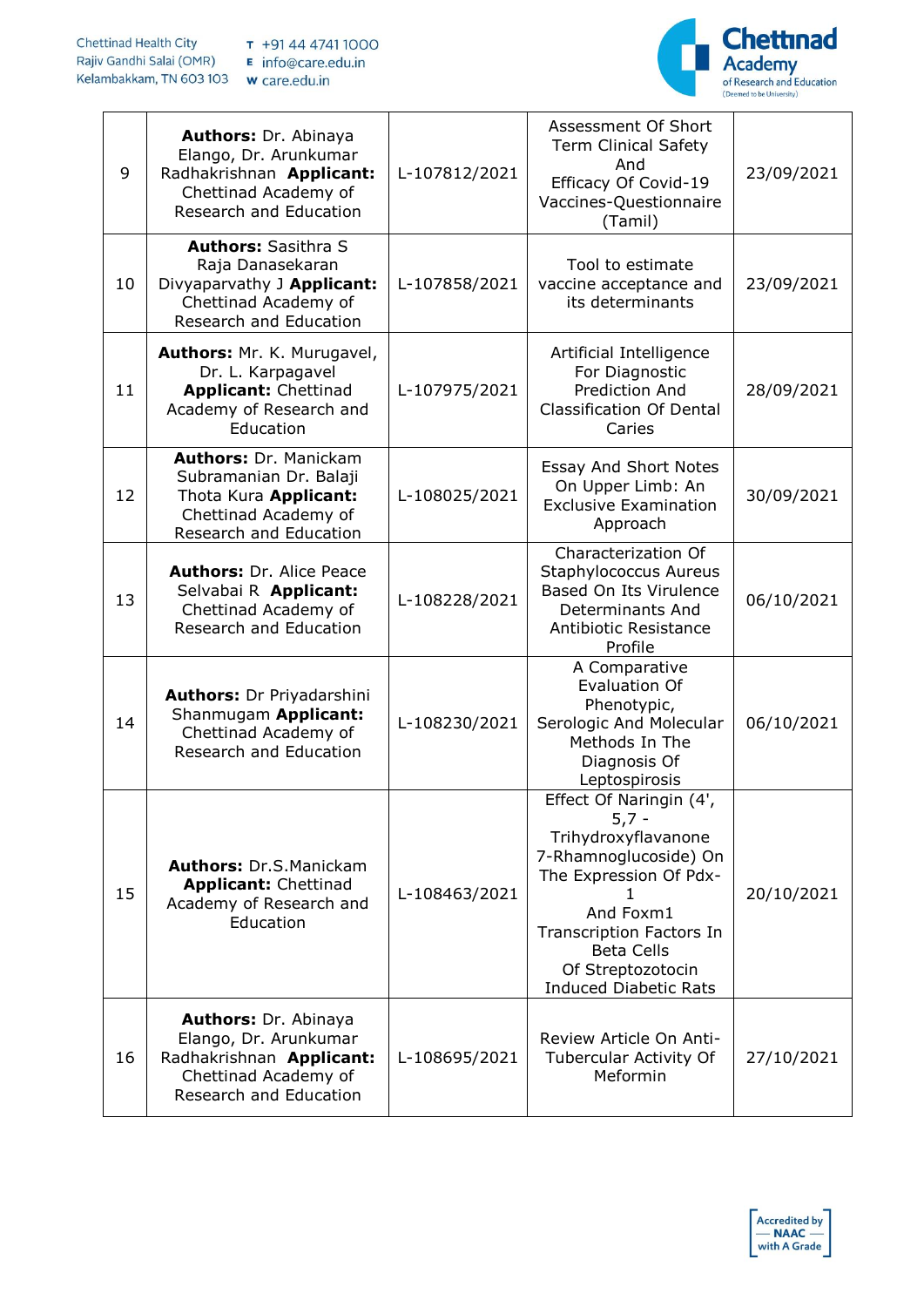| 9 | **Authors:** Dr. Abinaya Elango, Dr. Arunkumar Radhakrishnan **Applicant:** Chettinad Academy of Research and Education | L-107812/2021 | Assessment Of Short Term Clinical Safety And Efficacy Of Covid-19 Vaccines-Questionnaire (Tamil) | 23/09/2021 |
|---|---|---|---|---|
| 10 | **Authors:** Sasithra S Raja Danasekaran Divyaparvathy J **Applicant:** Chettinad Academy of Research and Education | L-107858/2021 | Tool to estimate vaccine acceptance and its determinants | 23/09/2021 |
| 11 | **Authors:** Mr. K. Murugavel, Dr. L. Karpagavel **Applicant:** Chettinad Academy of Research and Education | L-107975/2021 | Artificial Intelligence For Diagnostic Prediction And Classification Of Dental Caries | 28/09/2021 |
| 12 | **Authors:** Dr. Manickam Subramanian Dr. Balaji Thota Kura **Applicant:** Chettinad Academy of Research and Education | L-108025/2021 | Essay And Short Notes On Upper Limb: An Exclusive Examination Approach | 30/09/2021 |
| 13 | **Authors:** Dr. Alice Peace Selvabai R **Applicant:** Chettinad Academy of Research and Education | L-108228/2021 | Characterization Of Staphylococcus Aureus Based On Its Virulence Determinants And Antibiotic Resistance Profile | 06/10/2021 |
| 14 | **Authors:** Dr Priyadarshini Shanmugam **Applicant:** Chettinad Academy of Research and Education | L-108230/2021 | A Comparative Evaluation Of Phenotypic, Serologic And Molecular Methods In The Diagnosis Of Leptospirosis | 06/10/2021 |
| 15 | **Authors:** Dr.S.Manickam **Applicant:** Chettinad Academy of Research and Education | L-108463/2021 | Effect Of Naringin (4', 5,7 - Trihydroxyflavanone 7-Rhamnoglucoside) On The Expression Of Pdx-1 And Foxm1 Transcription Factors In Beta Cells Of Streptozotocin Induced Diabetic Rats | 20/10/2021 |
| 16 | **Authors:** Dr. Abinaya Elango, Dr. Arunkumar Radhakrishnan **Applicant:** Chettinad Academy of Research and Education | L-108695/2021 | Review Article On Anti-Tubercular Activity Of Meformin | 27/10/2021 |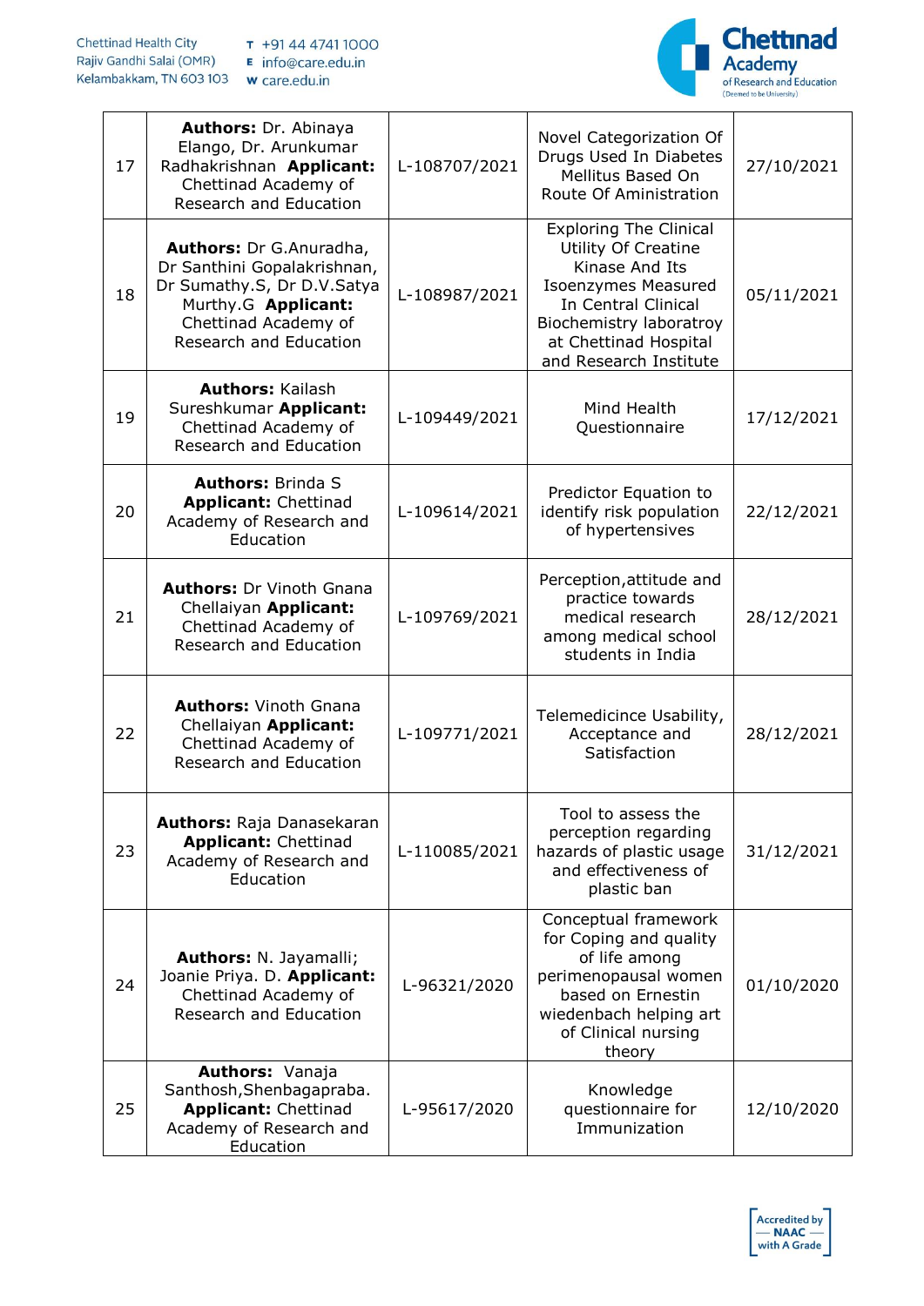| 17 | **Authors:** Dr. Abinaya Elango, Dr. Arunkumar Radhakrishnan **Applicant:** Chettinad Academy of Research and Education | L-108707/2021 | Novel Categorization Of Drugs Used In Diabetes Mellitus Based On Route Of Aministration | 27/10/2021 |
|---|---|---|---|---|
| 18 | **Authors:** Dr G.Anuradha, Dr Santhini Gopalakrishnan, Dr Sumathy.S, Dr D.V.Satya Murthy.G **Applicant:** Chettinad Academy of Research and Education | L-108987/2021 | Exploring The Clinical Utility Of Creatine Kinase And Its Isoenzymes Measured In Central Clinical Biochemistry laboratroy at Chettinad Hospital and Research Institute | 05/11/2021 |
| 19 | **Authors:** Kailash Sureshkumar **Applicant:** Chettinad Academy of Research and Education | L-109449/2021 | Mind Health Questionnaire | 17/12/2021 |
| 20 | **Authors:** Brinda S **Applicant:** Chettinad Academy of Research and Education | L-109614/2021 | Predictor Equation to identify risk population of hypertensives | 22/12/2021 |
| 21 | **Authors:** Dr Vinoth Gnana Chellaiyan **Applicant:** Chettinad Academy of Research and Education | L-109769/2021 | Perception,attitude and practice towards medical research among medical school students in India | 28/12/2021 |
| 22 | **Authors:** Vinoth Gnana Chellaiyan **Applicant:** Chettinad Academy of Research and Education | L-109771/2021 | Telemedicince Usability, Acceptance and Satisfaction | 28/12/2021 |
| 23 | **Authors:** Raja Danasekaran **Applicant:** Chettinad Academy of Research and Education | L-110085/2021 | Tool to assess the perception regarding hazards of plastic usage and effectiveness of plastic ban | 31/12/2021 |
| 24 | **Authors:** N. Jayamalli; Joanie Priya. D. **Applicant:** Chettinad Academy of Research and Education | L-96321/2020 | Conceptual framework for Coping and quality of life among perimenopausal women based on Ernestin wiedenbach helping art of Clinical nursing theory | 01/10/2020 |
| 25 | **Authors:** Vanaja Santhosh,Shenbagapraba. **Applicant:** Chettinad Academy of Research and Education | L-95617/2020 | Knowledge questionnaire for Immunization | 12/10/2020 |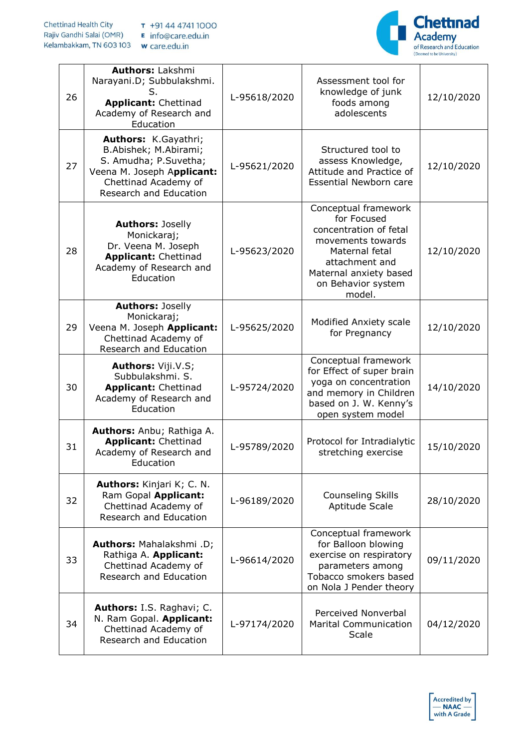| 26 | **Authors:** Lakshmi Narayani.D; Subbulakshmi. S. **Applicant:** Chettinad Academy of Research and Education | L-95618/2020 | Assessment tool for knowledge of junk foods among adolescents | 12/10/2020 |
|---|---|---|---|---|
| 27 | **Authors:** K.Gayathri; B.Abishek; M.Abirami; S. Amudha; P.Suvetha; Veena M. Joseph A**pplicant:** Chettinad Academy of Research and Education | L-95621/2020 | Structured tool to assess Knowledge, Attitude and Practice of Essential Newborn care | 12/10/2020 |
| 28 | **Authors:** Joselly Monickaraj; Dr. Veena M. Joseph **Applicant:** Chettinad Academy of Research and Education | L-95623/2020 | Conceptual framework for Focused concentration of fetal movements towards Maternal fetal attachment and Maternal anxiety based on Behavior system model. | 12/10/2020 |
| 29 | **Authors:** Joselly Monickaraj; Veena M. Joseph **Applicant:** Chettinad Academy of Research and Education | L-95625/2020 | Modified Anxiety scale for Pregnancy | 12/10/2020 |
| 30 | **Authors:** Viji.V.S; Subbulakshmi. S. **Applicant:** Chettinad Academy of Research and Education | L-95724/2020 | Conceptual framework for Effect of super brain yoga on concentration and memory in Children based on J. W. Kenny's open system model | 14/10/2020 |
| 31 | **Authors:** Anbu; Rathiga A. **Applicant:** Chettinad Academy of Research and Education | L-95789/2020 | Protocol for Intradialytic stretching exercise | 15/10/2020 |
| 32 | **Authors:** Kinjari K; C. N. Ram Gopal **Applicant:** Chettinad Academy of Research and Education | L-96189/2020 | Counseling Skills Aptitude Scale | 28/10/2020 |
| 33 | **Authors:** Mahalakshmi .D; Rathiga A. **Applicant:** Chettinad Academy of Research and Education | L-96614/2020 | Conceptual framework for Balloon blowing exercise on respiratory parameters among Tobacco smokers based on Nola J Pender theory | 09/11/2020 |
| 34 | **Authors:** I.S. Raghavi; C. N. Ram Gopal. **Applicant:** Chettinad Academy of Research and Education | L-97174/2020 | Perceived Nonverbal Marital Communication Scale | 04/12/2020 |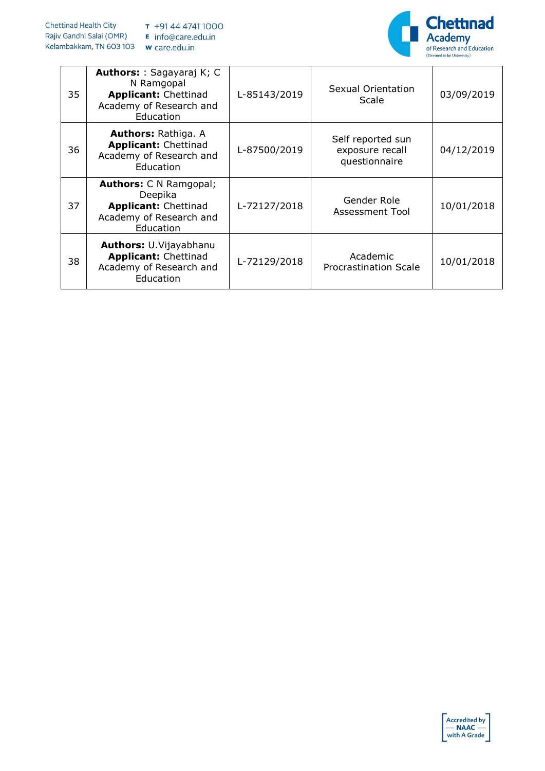| | | | | |
|---|---|---|---|---|
| 35 | **Authors:** : Sagayaraj K; C N Ramgopal **Applicant:** Chettinad Academy of Research and Education | L-85143/2019 | Sexual Orientation Scale | 03/09/2019 |
| 36 | **Authors:** Rathiga. A **Applicant:** Chettinad Academy of Research and Education | L-87500/2019 | Self reported sun exposure recall questionnaire | 04/12/2019 |
| 37 | **Authors:** C N Ramgopal; Deepika **Applicant:** Chettinad Academy of Research and Education | L-72127/2018 | Gender Role Assessment Tool | 10/01/2018 |
| 38 | **Authors:** U.Vijayabhanu **Applicant:** Chettinad Academy of Research and Education | L-72129/2018 | Academic Procrastination Scale | 10/01/2018 |